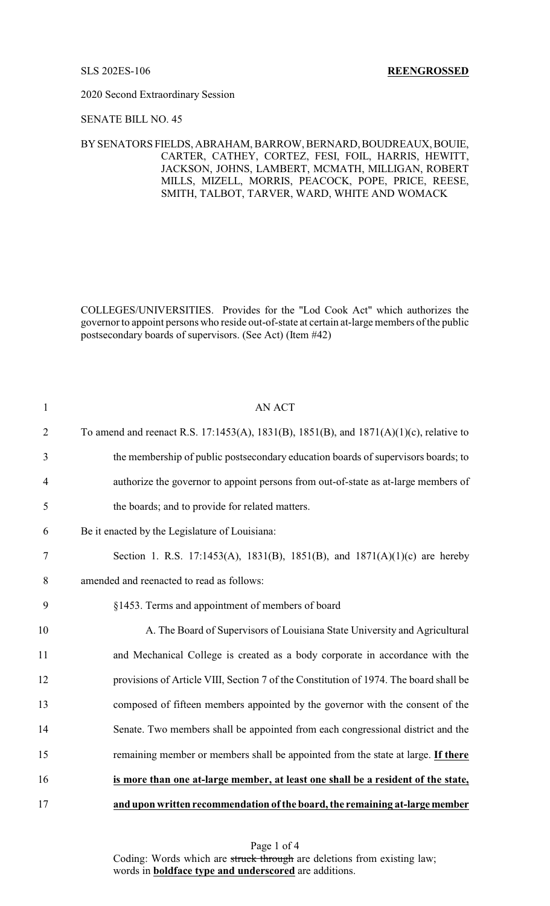SLS 202ES-106 **REENGROSSED**

2020 Second Extraordinary Session

SENATE BILL NO. 45

BY SENATORS FIELDS, ABRAHAM, BARROW, BERNARD, BOUDREAUX, BOUIE, CARTER, CATHEY, CORTEZ, FESI, FOIL, HARRIS, HEWITT, JACKSON, JOHNS, LAMBERT, MCMATH, MILLIGAN, ROBERT MILLS, MIZELL, MORRIS, PEACOCK, POPE, PRICE, REESE, SMITH, TALBOT, TARVER, WARD, WHITE AND WOMACK

COLLEGES/UNIVERSITIES. Provides for the "Lod Cook Act" which authorizes the governor to appoint persons who reside out-of-state at certain at-large members of the public postsecondary boards of supervisors. (See Act) (Item #42)

1 AN ACT

2 To amend and reenact R.S. 17:1453(A), 1831(B), 1851(B), and 1871(A)(1)(c), relative to

3 the membership of public postsecondary education boards of supervisors boards; to

4 authorize the governor to appoint persons from out-of-state as at-large members of

5 the boards; and to provide for related matters.

6 Be it enacted by the Legislature of Louisiana:

7 Section 1. R.S. 17:1453(A), 1831(B), 1851(B), and 1871(A)(1)(c) are hereby

8 amended and reenacted to read as follows:

9 §1453. Terms and appointment of members of board

10 A. The Board of Supervisors of Louisiana State University and Agricultural

11 and Mechanical College is created as a body corporate in accordance with the

12 provisions of Article VIII, Section 7 of the Constitution of 1974. The board shall be

13 composed of fifteen members appointed by the governor with the consent of the

14 Senate. Two members shall be appointed from each congressional district and the

15 remaining member or members shall be appointed from the state at large. **If there**

16 **is more than one at-large member, at least one shall be a resident of the state,**

17 **and upon written recommendation of the board, the remaining at-large member**

Coding: Words which are ~~struck through~~ are deletions from existing law; words in **boldface type and underscored** are additions.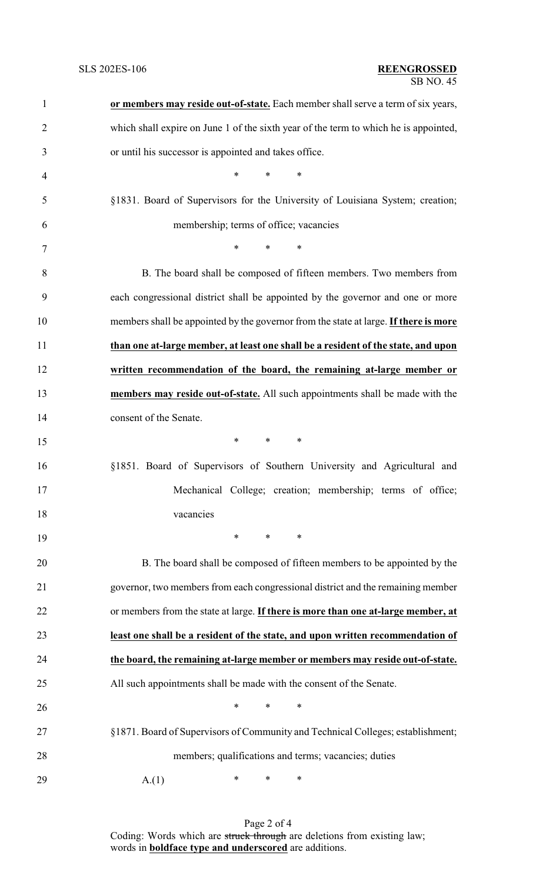**or members may reside out-of-state.** Each member shall serve a term of six years, which shall expire on June 1 of the sixth year of the term to which he is appointed, or until his successor is appointed and takes office.

\* \* \*

§1831. Board of Supervisors for the University of Louisiana System; creation; membership; terms of office; vacancies

\* \* \*

B. The board shall be composed of fifteen members. Two members from each congressional district shall be appointed by the governor and one or more members shall be appointed by the governor from the state at large. **If there is more than one at-large member, at least one shall be a resident of the state, and upon written recommendation of the board, the remaining at-large member or members may reside out-of-state.** All such appointments shall be made with the consent of the Senate.

\* \* \*

§1851. Board of Supervisors of Southern University and Agricultural and Mechanical College; creation; membership; terms of office; vacancies

\* \* \*

B. The board shall be composed of fifteen members to be appointed by the governor, two members from each congressional district and the remaining member or members from the state at large. **If there is more than one at-large member, at least one shall be a resident of the state, and upon written recommendation of the board, the remaining at-large member or members may reside out-of-state.** All such appointments shall be made with the consent of the Senate.

\* \* \*

§1871. Board of Supervisors of Community and Technical Colleges; establishment; members; qualifications and terms; vacancies; duties

A.(1) \* \* \*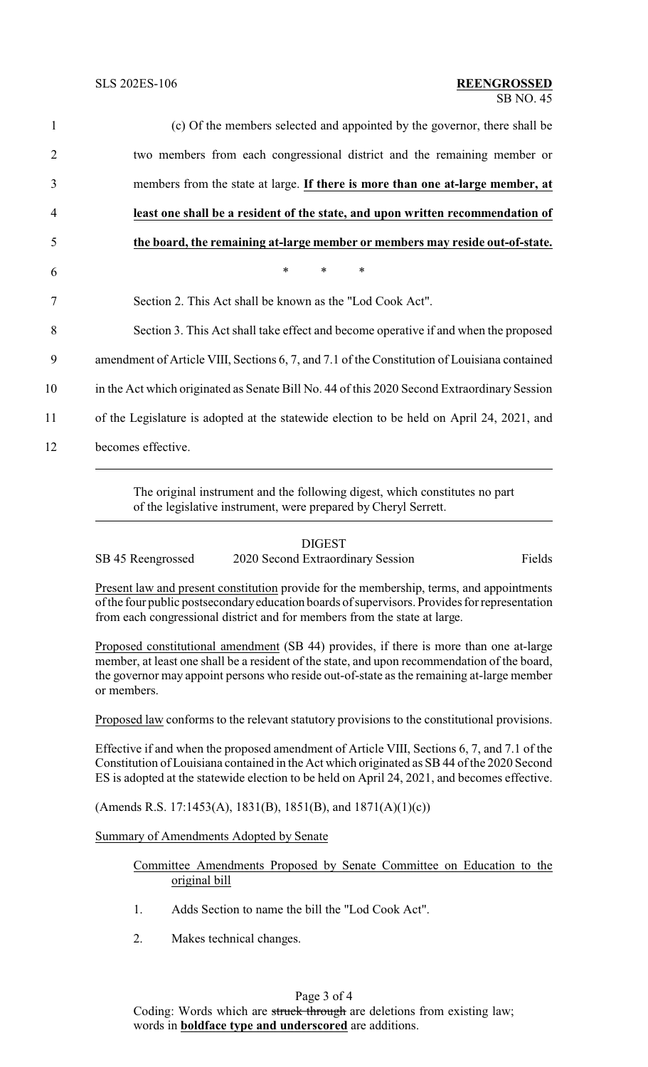(c) Of the members selected and appointed by the governor, there shall be two members from each congressional district and the remaining member or members from the state at large. **If there is more than one at-large member, at least one shall be a resident of the state, and upon written recommendation of the board, the remaining at-large member or members may reside out-of-state.**

\* \* \*

Section 2. This Act shall be known as the "Lod Cook Act".

Section 3. This Act shall take effect and become operative if and when the proposed amendment of Article VIII, Sections 6, 7, and 7.1 of the Constitution of Louisiana contained in the Act which originated as Senate Bill No. 44 of this 2020 Second Extraordinary Session of the Legislature is adopted at the statewide election to be held on April 24, 2021, and becomes effective.

---

The original instrument and the following digest, which constitutes no part of the legislative instrument, were prepared by Cheryl Serrett.

---

DIGEST

SB 45 Reengrossed — 2020 Second Extraordinary Session — Fields

Present law and present constitution provide for the membership, terms, and appointments of the four public postsecondary education boards of supervisors. Provides for representation from each congressional district and for members from the state at large.

Proposed constitutional amendment (SB 44) provides, if there is more than one at-large member, at least one shall be a resident of the state, and upon recommendation of the board, the governor may appoint persons who reside out-of-state as the remaining at-large member or members.

Proposed law conforms to the relevant statutory provisions to the constitutional provisions.

Effective if and when the proposed amendment of Article VIII, Sections 6, 7, and 7.1 of the Constitution of Louisiana contained in the Act which originated as SB 44 of the 2020 Second ES is adopted at the statewide election to be held on April 24, 2021, and becomes effective.

(Amends R.S. 17:1453(A), 1831(B), 1851(B), and 1871(A)(1)(c))

Summary of Amendments Adopted by Senate

Committee Amendments Proposed by Senate Committee on Education to the original bill

1. Adds Section to name the bill the "Lod Cook Act".
2. Makes technical changes.

Coding: Words which are ~~struck through~~ are deletions from existing law; words in **boldface type and underscored** are additions.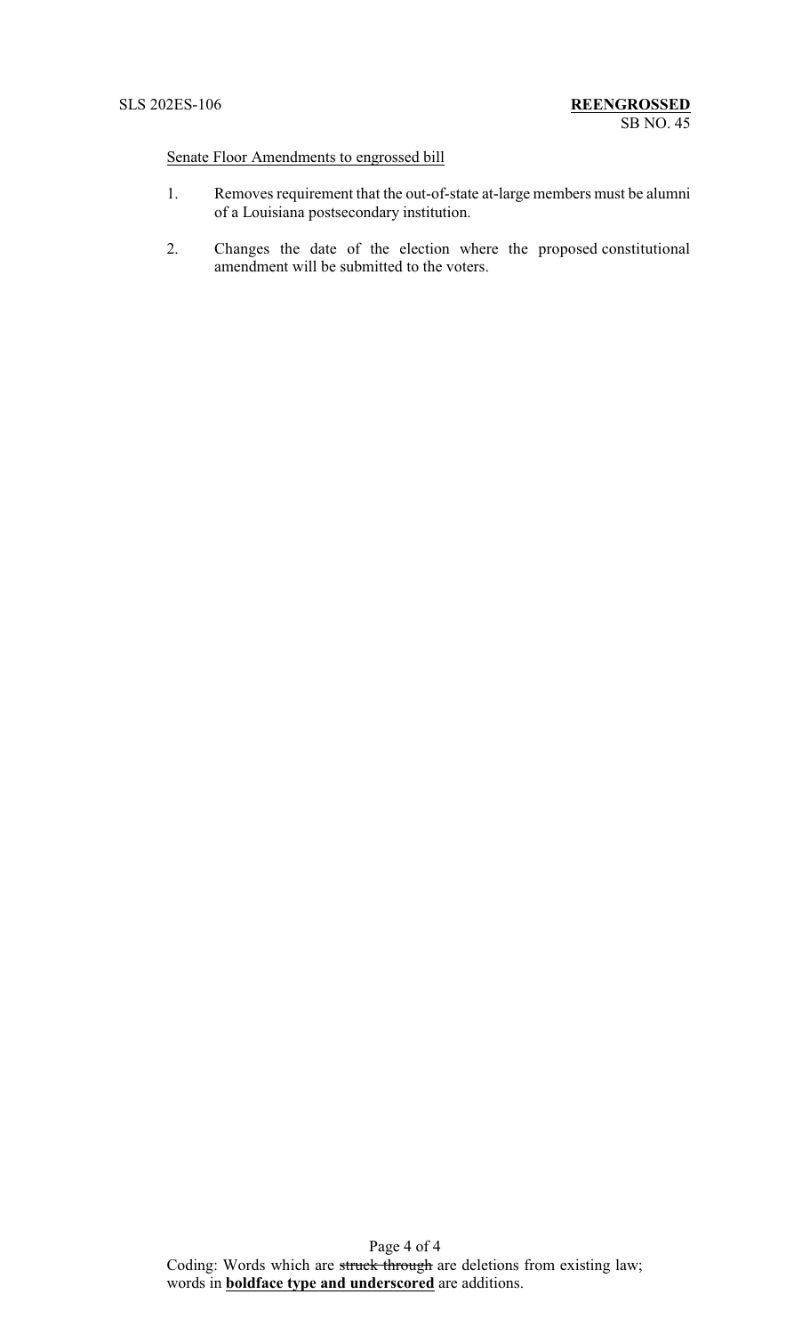Senate Floor Amendments to engrossed bill

1. Removes requirement that the out-of-state at-large members must be alumni of a Louisiana postsecondary institution.

2. Changes the date of the election where the proposed constitutional amendment will be submitted to the voters.